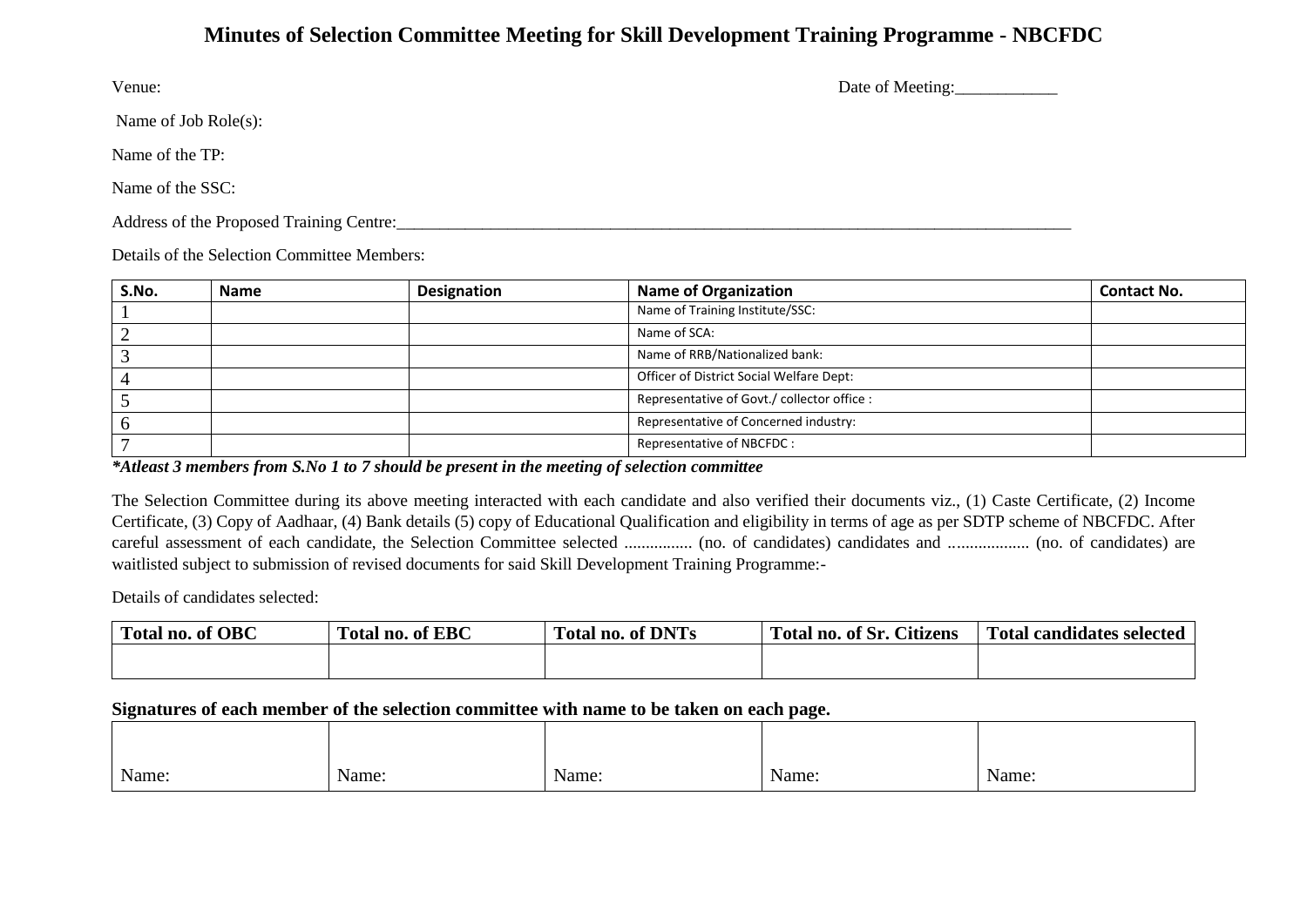# Minutes of Selection Committee Meeting for Skill Development Training Programme - NBCFDC

Venue: Date of Meeting:____________

Name of Job Role(s):

Name of the TP:

Name of the SSC:

Address of the Proposed Training Centre:_______________________________________________________________________________

Details of the Selection Committee Members:

| S.No. | Name | Designation | Name of Organization | Contact No. |
|---|---|---|---|---|
| 1 | | | Name of Training Institute/SSC: | |
| 2 | | | Name of SCA: | |
| 3 | | | Name of RRB/Nationalized bank: | |
| 4 | | | Officer of District Social Welfare Dept: | |
| 5 | | | Representative of Govt./ collector office : | |
| 6 | | | Representative of Concerned industry: | |
| 7 | | | Representative of NBCFDC : | |

***Atleast 3 members from S.No 1 to 7 should be present in the meeting of selection committee**

The Selection Committee during its above meeting interacted with each candidate and also verified their documents viz., (1) Caste Certificate, (2) Income Certificate, (3) Copy of Aadhaar, (4) Bank details (5) copy of Educational Qualification and eligibility in terms of age as per SDTP scheme of NBCFDC. After careful assessment of each candidate, the Selection Committee selected ................ (no. of candidates) candidates and ................... (no. of candidates) are waitlisted subject to submission of revised documents for said Skill Development Training Programme:-

Details of candidates selected:

| Total no. of OBC | Total no. of EBC | Total no. of DNTs | Total no. of Sr. Citizens | Total candidates selected |
|---|---|---|---|---|
| | | | | |

**Signatures of each member of the selection committee with name to be taken on each page.**

| | | | | |
|---|---|---|---|---|
| Name: | Name: | Name: | Name: | Name: |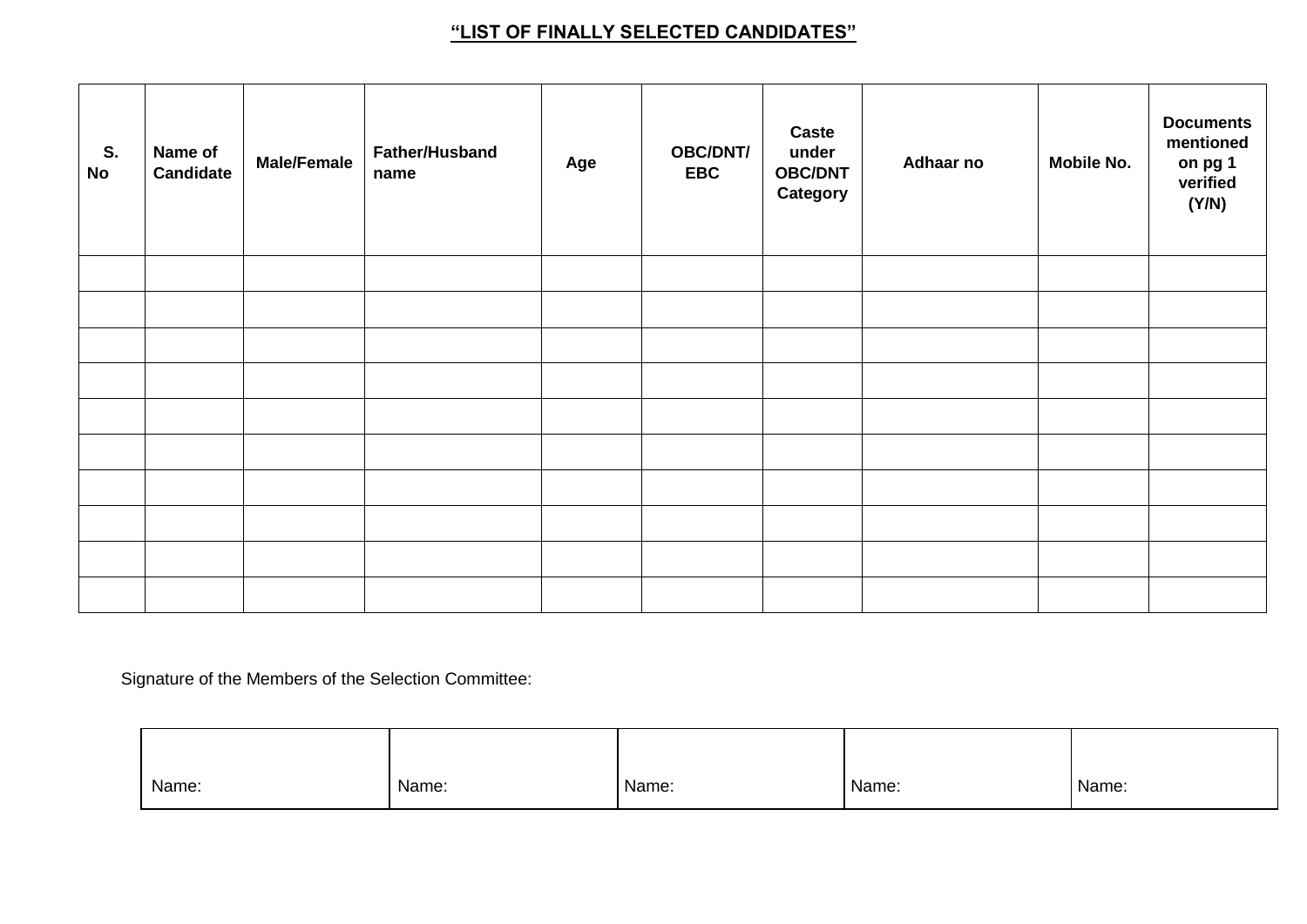## **"LIST OF FINALLY SELECTED CANDIDATES"**

| S. No | Name of Candidate | Male/Female | Father/Husband name | Age | OBC/DNT/ EBC | Caste under OBC/DNT Category | Adhaar no | Mobile No. | Documents mentioned on pg 1 verified (Y/N) |
|---|---|---|---|---|---|---|---|---|---|
| | | | | | | | | | |
| | | | | | | | | | |
| | | | | | | | | | |
| | | | | | | | | | |
| | | | | | | | | | |
| | | | | | | | | | |
| | | | | | | | | | |
| | | | | | | | | | |
| | | | | | | | | | |
| | | | | | | | | | |

Signature of the Members of the Selection Committee:

| Name: | Name: | Name: | Name: | Name: |
|---|---|---|---|---|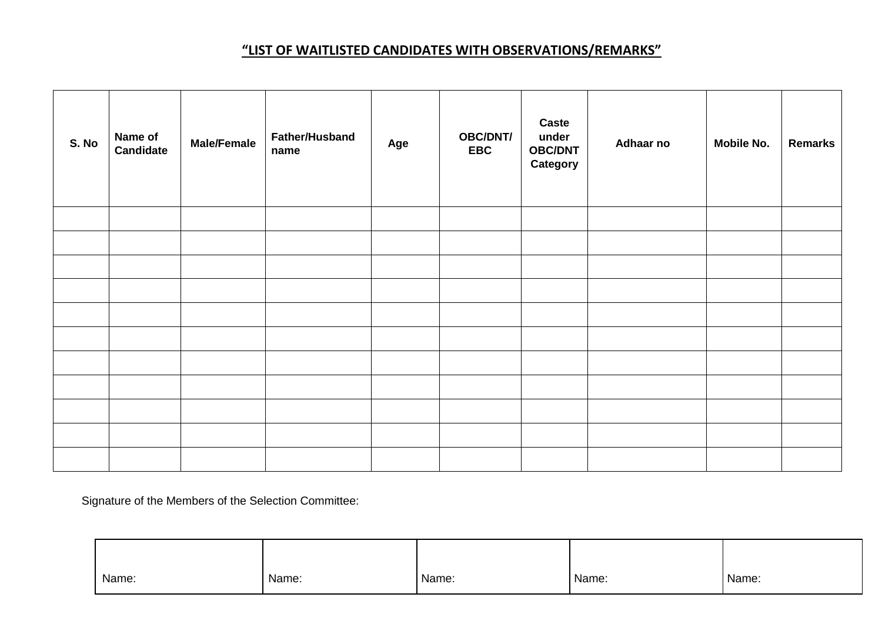**“LIST OF WAITLISTED CANDIDATES WITH OBSERVATIONS/REMARKS”**

| S. No | Name of Candidate | Male/Female | Father/Husband name | Age | OBC/DNT/ EBC | Caste under OBC/DNT Category | Adhaar no | Mobile No. | Remarks |
|---|---|---|---|---|---|---|---|---|---|
| | | | | | | | | | |
| | | | | | | | | | |
| | | | | | | | | | |
| | | | | | | | | | |
| | | | | | | | | | |
| | | | | | | | | | |
| | | | | | | | | | |
| | | | | | | | | | |
| | | | | | | | | | |
| | | | | | | | | | |
| | | | | | | | | | |

Signature of the Members of the Selection Committee:

| | | | | |
|---|---|---|---|---|
| Name: | Name: | Name: | Name: | Name: |